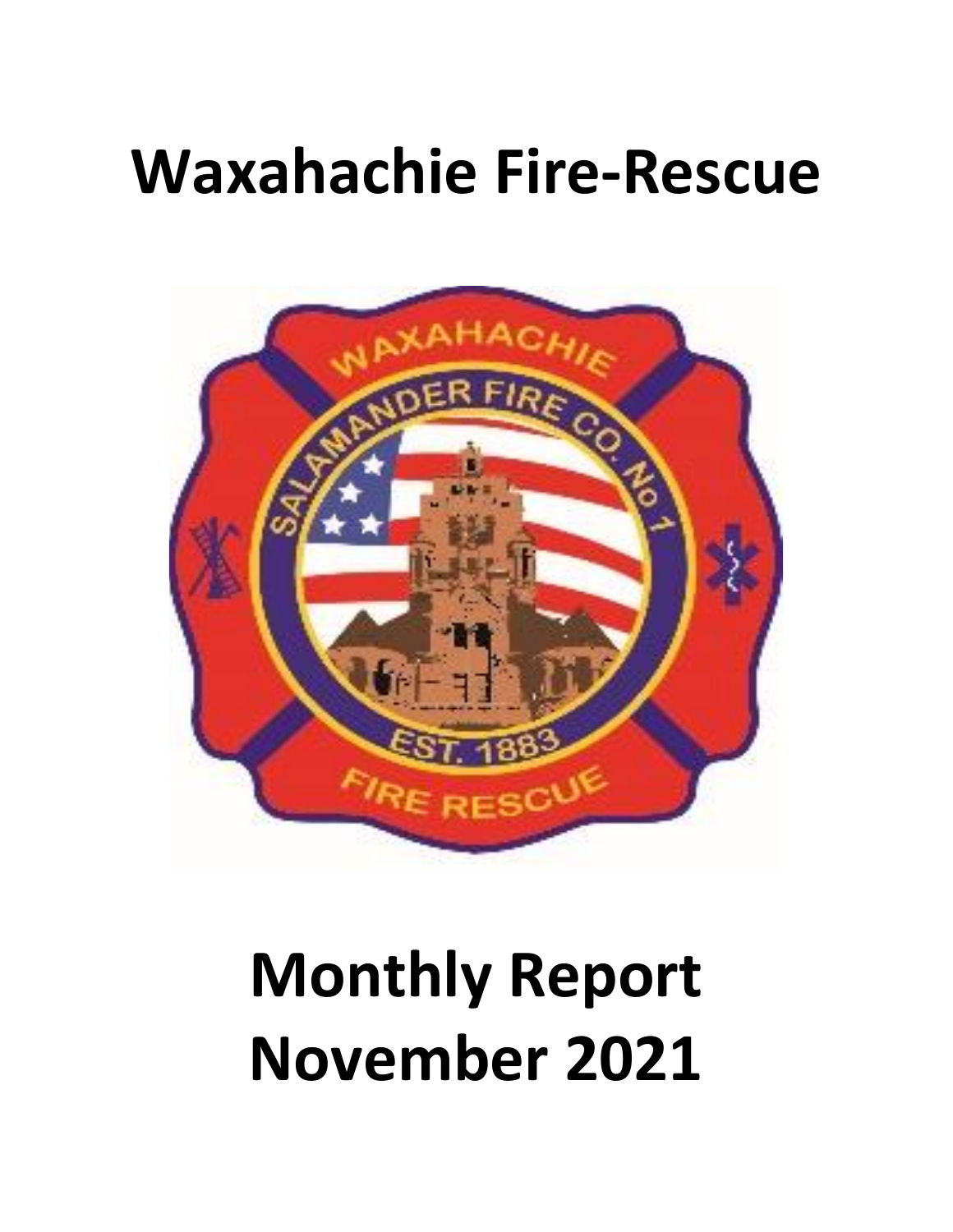# Waxahachie Fire-Rescue

# Monthly Report November 2021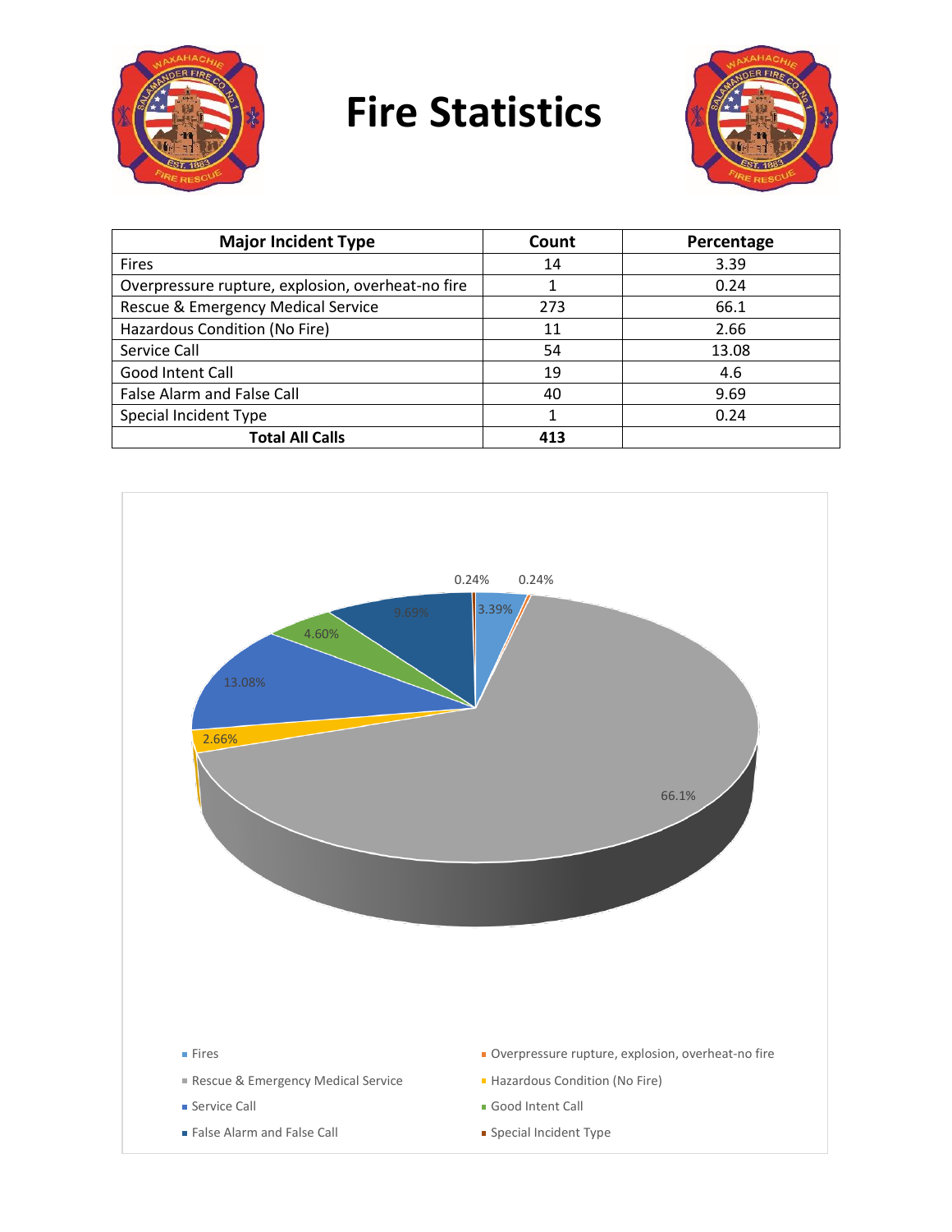# Fire Statistics

| Major Incident Type | Count | Percentage |
|---|---|---|
| Fires | 14 | 3.39 |
| Overpressure rupture, explosion, overheat-no fire | 1 | 0.24 |
| Rescue & Emergency Medical Service | 273 | 66.1 |
| Hazardous Condition (No Fire) | 11 | 2.66 |
| Service Call | 54 | 13.08 |
| Good Intent Call | 19 | 4.6 |
| False Alarm and False Call | 40 | 9.69 |
| Special Incident Type | 1 | 0.24 |
| **Total All Calls** | **413** | |

- Fires: 3.39%
- Overpressure rupture, explosion, overheat-no fire: 0.24%
- Rescue & Emergency Medical Service: 66.1%
- Hazardous Condition (No Fire): 2.66%
- Service Call: 13.08%
- Good Intent Call: 4.60%
- False Alarm and False Call: 9.69%
- Special Incident Type: 0.24%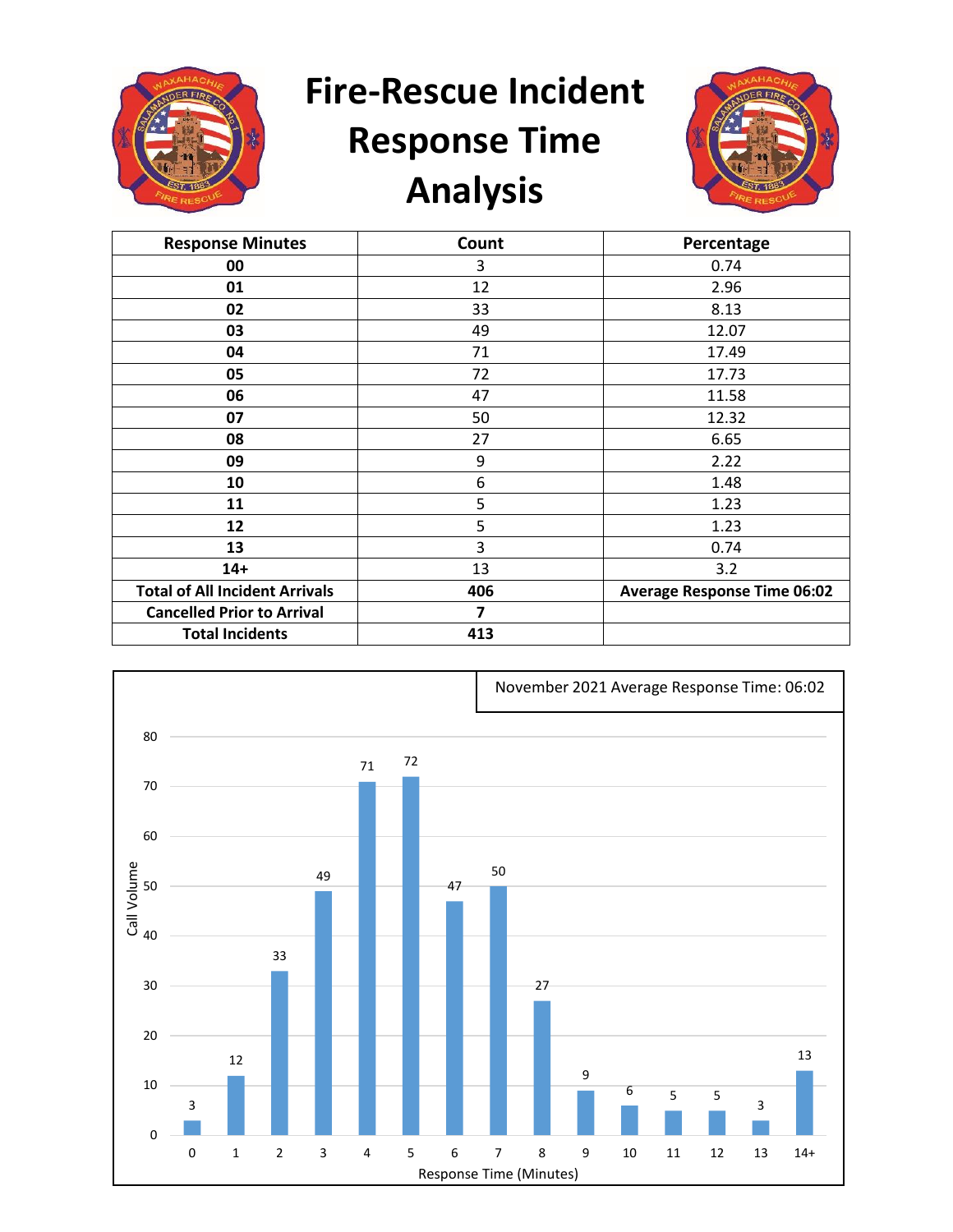# Fire-Rescue Incident Response Time Analysis

| Response Minutes | Count | Percentage |
|---|---|---|
| **00** | 3 | 0.74 |
| **01** | 12 | 2.96 |
| **02** | 33 | 8.13 |
| **03** | 49 | 12.07 |
| **04** | 71 | 17.49 |
| **05** | 72 | 17.73 |
| **06** | 47 | 11.58 |
| **07** | 50 | 12.32 |
| **08** | 27 | 6.65 |
| **09** | 9 | 2.22 |
| **10** | 6 | 1.48 |
| **11** | 5 | 1.23 |
| **12** | 5 | 1.23 |
| **13** | 3 | 0.74 |
| **14+** | 13 | 3.2 |
| **Total of All Incident Arrivals** | **406** | **Average Response Time 06:02** |
| **Cancelled Prior to Arrival** | **7** | |
| **Total Incidents** | **413** | |

November 2021 Average Response Time: 06:02

| Response Time (Minutes) | Call Volume |
|---|---|
| 0 | 3 |
| 1 | 12 |
| 2 | 33 |
| 3 | 49 |
| 4 | 71 |
| 5 | 72 |
| 6 | 47 |
| 7 | 50 |
| 8 | 27 |
| 9 | 9 |
| 10 | 6 |
| 11 | 5 |
| 12 | 5 |
| 13 | 3 |
| 14+ | 13 |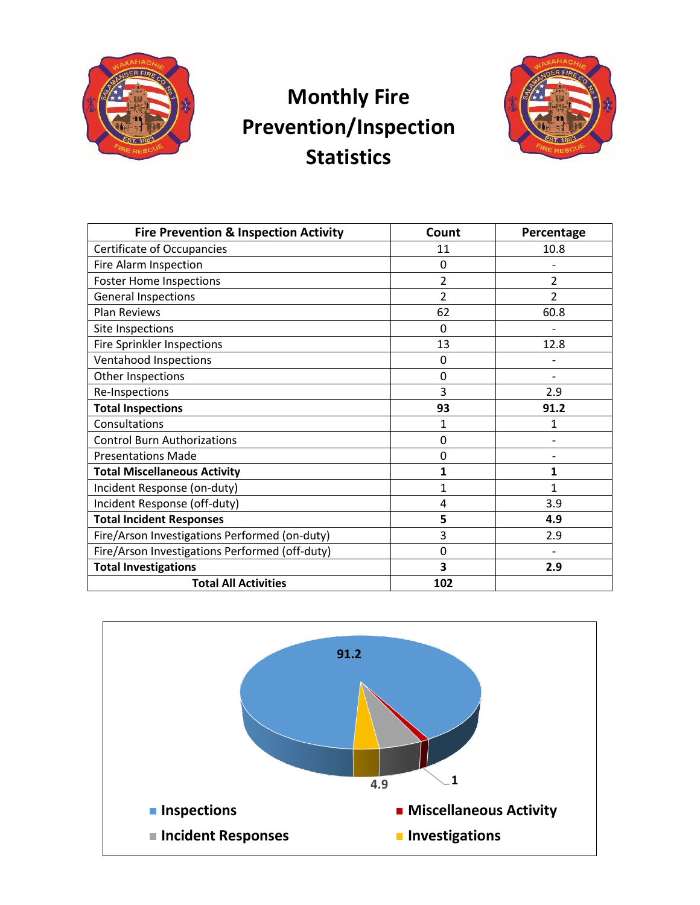# Monthly Fire Prevention/Inspection Statistics

| Fire Prevention & Inspection Activity | Count | Percentage |
|---|---|---|
| Certificate of Occupancies | 11 | 10.8 |
| Fire Alarm Inspection | 0 | - |
| Foster Home Inspections | 2 | 2 |
| General Inspections | 2 | 2 |
| Plan Reviews | 62 | 60.8 |
| Site Inspections | 0 | - |
| Fire Sprinkler Inspections | 13 | 12.8 |
| Ventahood Inspections | 0 | - |
| Other Inspections | 0 | - |
| Re-Inspections | 3 | 2.9 |
| **Total Inspections** | **93** | **91.2** |
| Consultations | 1 | 1 |
| Control Burn Authorizations | 0 | - |
| Presentations Made | 0 | - |
| **Total Miscellaneous Activity** | **1** | **1** |
| Incident Response (on-duty) | 1 | 1 |
| Incident Response (off-duty) | 4 | 3.9 |
| **Total Incident Responses** | **5** | **4.9** |
| Fire/Arson Investigations Performed (on-duty) | 3 | 2.9 |
| Fire/Arson Investigations Performed (off-duty) | 0 | - |
| **Total Investigations** | **3** | **2.9** |
| **Total All Activities** | **102** | |

91.2

4.9

1

Inspections, Miscellaneous Activity, Incident Responses, Investigations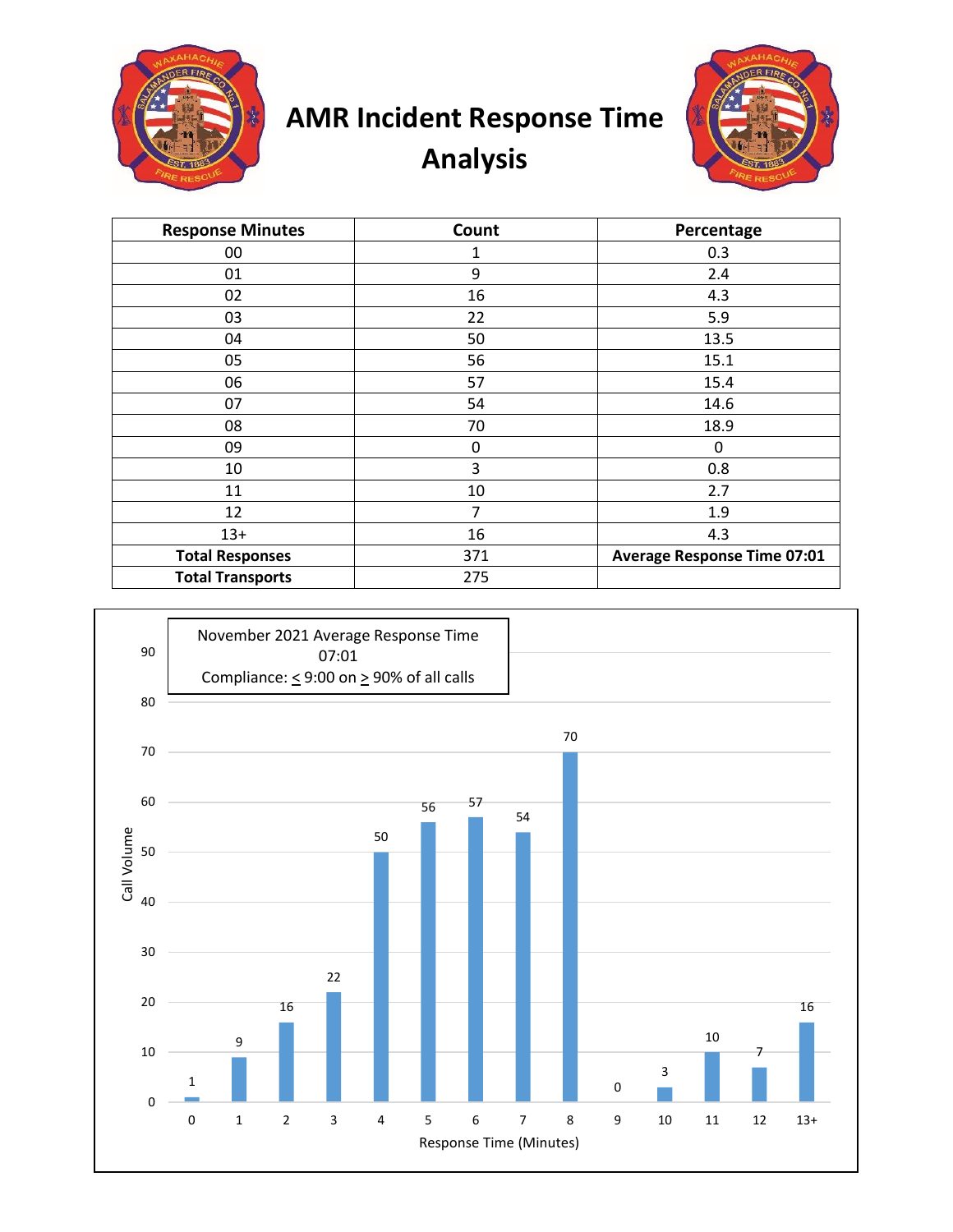# AMR Incident Response Time Analysis

| Response Minutes | Count | Percentage |
|---|---|---|
| 00 | 1 | 0.3 |
| 01 | 9 | 2.4 |
| 02 | 16 | 4.3 |
| 03 | 22 | 5.9 |
| 04 | 50 | 13.5 |
| 05 | 56 | 15.1 |
| 06 | 57 | 15.4 |
| 07 | 54 | 14.6 |
| 08 | 70 | 18.9 |
| 09 | 0 | 0 |
| 10 | 3 | 0.8 |
| 11 | 10 | 2.7 |
| 12 | 7 | 1.9 |
| 13+ | 16 | 4.3 |
| **Total Responses** | 371 | **Average Response Time 07:01** |
| **Total Transports** | 275 | |

November 2021 Average Response Time
07:01
Compliance: ≤ 9:00 on ≥ 90% of all calls

Call Volume

90
80
70
60
50
40
30
20
10
0

1 9 16 22 50 56 57 54 70 0 3 10 7 16

0 1 2 3 4 5 6 7 8 9 10 11 12 13+

Response Time (Minutes)